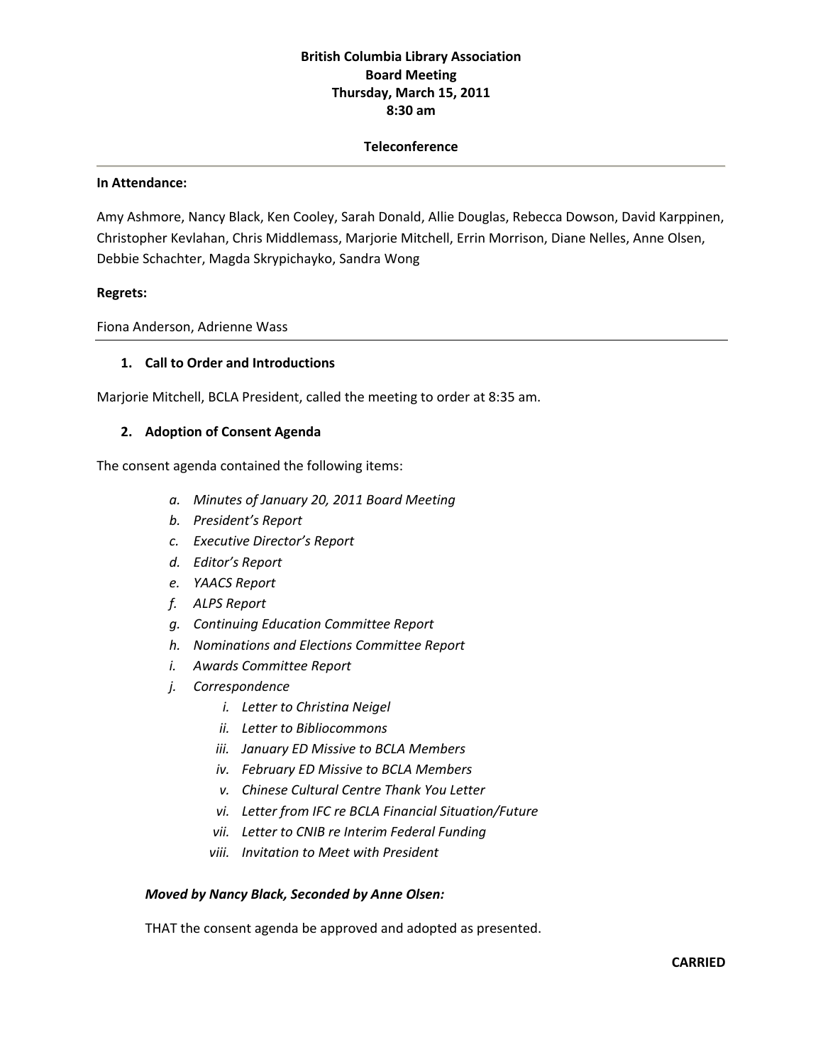**British Columbia Library Association**
**Board Meeting**
**Thursday, March 15, 2011**
**8:30 am**

**Teleconference**

---

**In Attendance:**

Amy Ashmore, Nancy Black, Ken Cooley, Sarah Donald, Allie Douglas, Rebecca Dowson, David Karppinen, Christopher Kevlahan, Chris Middlemass, Marjorie Mitchell, Errin Morrison, Diane Nelles, Anne Olsen, Debbie Schachter, Magda Skrypichayko, Sandra Wong

**Regrets:**

Fiona Anderson, Adrienne Wass

---

## 1. Call to Order and Introductions

Marjorie Mitchell, BCLA President, called the meeting to order at 8:35 am.

## 2. Adoption of Consent Agenda

The consent agenda contained the following items:

a. *Minutes of January 20, 2011 Board Meeting*
b. *President's Report*
c. *Executive Director's Report*
d. *Editor's Report*
e. *YAACS Report*
f. *ALPS Report*
g. *Continuing Education Committee Report*
h. *Nominations and Elections Committee Report*
i. *Awards Committee Report*
j. *Correspondence*
   i. *Letter to Christina Neigel*
   ii. *Letter to Bibliocommons*
   iii. *January ED Missive to BCLA Members*
   iv. *February ED Missive to BCLA Members*
   v. *Chinese Cultural Centre Thank You Letter*
   vi. *Letter from IFC re BCLA Financial Situation/Future*
   vii. *Letter to CNIB re Interim Federal Funding*
   viii. *Invitation to Meet with President*

***Moved by Nancy Black, Seconded by Anne Olsen:***

THAT the consent agenda be approved and adopted as presented.

**CARRIED**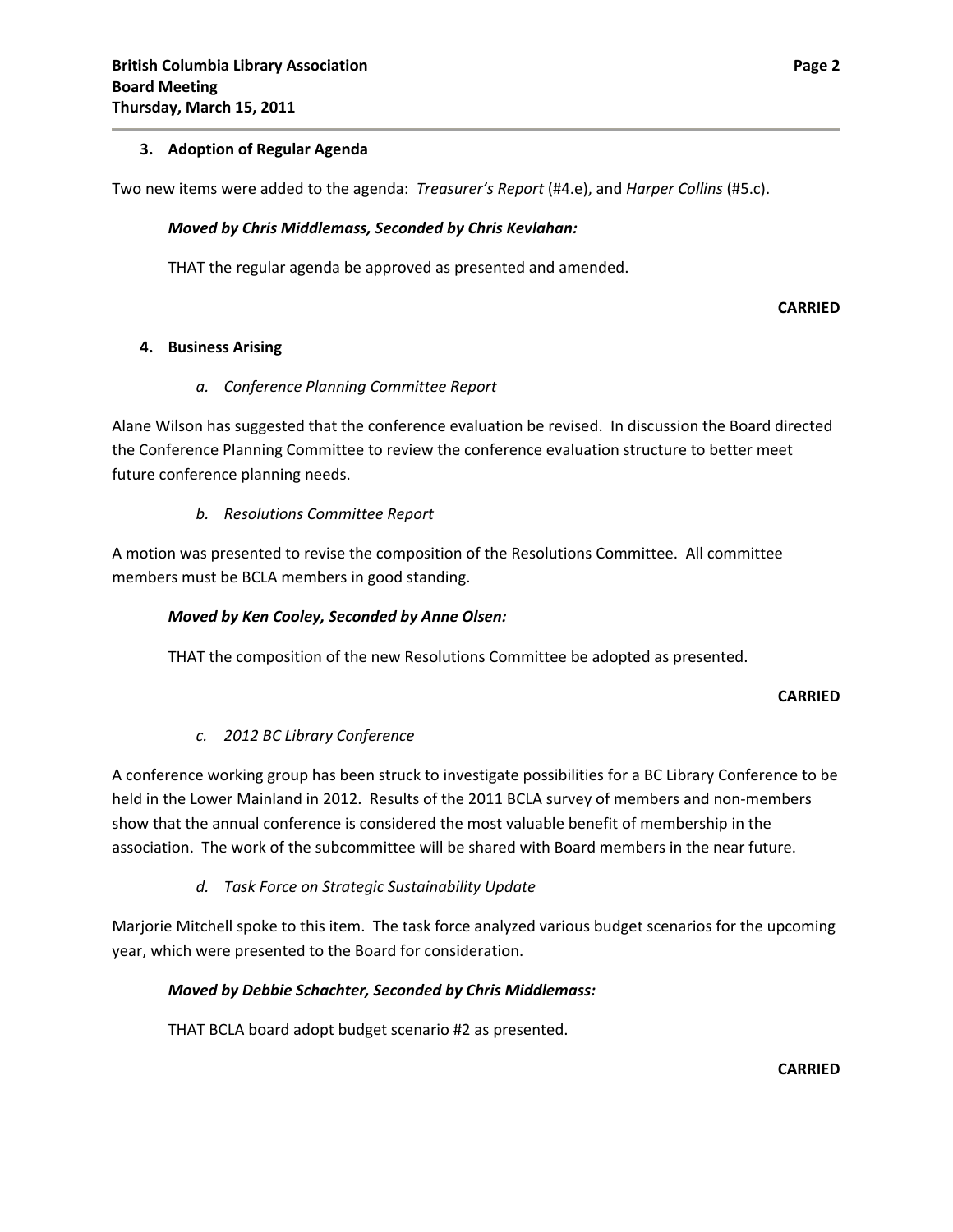### 3. Adoption of Regular Agenda

Two new items were added to the agenda: *Treasurer's Report* (#4.e), and *Harper Collins* (#5.c).

***Moved by Chris Middlemass, Seconded by Chris Kevlahan:***

THAT the regular agenda be approved as presented and amended.

**CARRIED**

### 4. Business Arising

*a. Conference Planning Committee Report*

Alane Wilson has suggested that the conference evaluation be revised. In discussion the Board directed the Conference Planning Committee to review the conference evaluation structure to better meet future conference planning needs.

*b. Resolutions Committee Report*

A motion was presented to revise the composition of the Resolutions Committee. All committee members must be BCLA members in good standing.

***Moved by Ken Cooley, Seconded by Anne Olsen:***

THAT the composition of the new Resolutions Committee be adopted as presented.

**CARRIED**

*c. 2012 BC Library Conference*

A conference working group has been struck to investigate possibilities for a BC Library Conference to be held in the Lower Mainland in 2012. Results of the 2011 BCLA survey of members and non-members show that the annual conference is considered the most valuable benefit of membership in the association. The work of the subcommittee will be shared with Board members in the near future.

*d. Task Force on Strategic Sustainability Update*

Marjorie Mitchell spoke to this item. The task force analyzed various budget scenarios for the upcoming year, which were presented to the Board for consideration.

***Moved by Debbie Schachter, Seconded by Chris Middlemass:***

THAT BCLA board adopt budget scenario #2 as presented.

**CARRIED**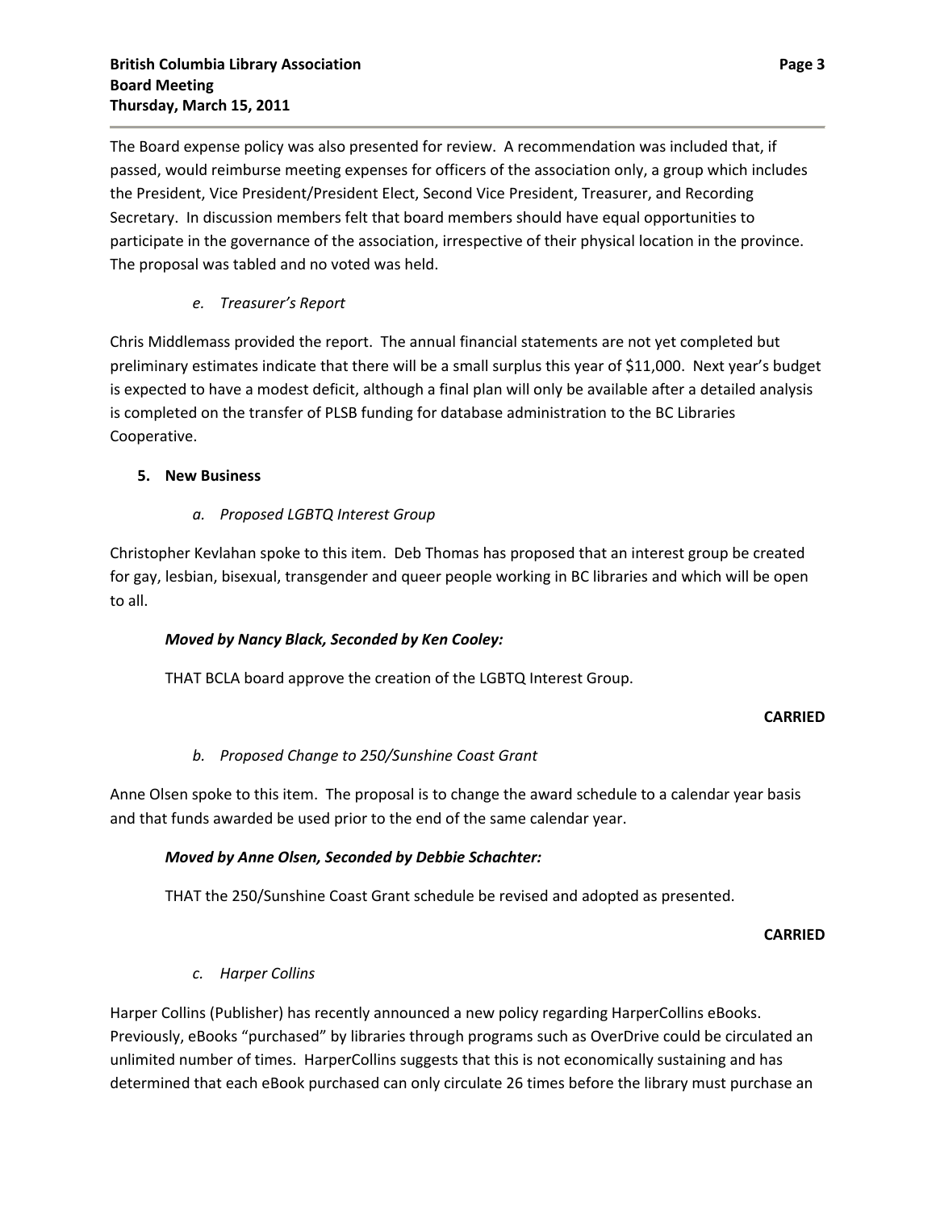The Board expense policy was also presented for review. A recommendation was included that, if passed, would reimburse meeting expenses for officers of the association only, a group which includes the President, Vice President/President Elect, Second Vice President, Treasurer, and Recording Secretary. In discussion members felt that board members should have equal opportunities to participate in the governance of the association, irrespective of their physical location in the province. The proposal was tabled and no voted was held.

*e. Treasurer's Report*

Chris Middlemass provided the report. The annual financial statements are not yet completed but preliminary estimates indicate that there will be a small surplus this year of $11,000. Next year's budget is expected to have a modest deficit, although a final plan will only be available after a detailed analysis is completed on the transfer of PLSB funding for database administration to the BC Libraries Cooperative.

**5. New Business**

*a. Proposed LGBTQ Interest Group*

Christopher Kevlahan spoke to this item. Deb Thomas has proposed that an interest group be created for gay, lesbian, bisexual, transgender and queer people working in BC libraries and which will be open to all.

***Moved by Nancy Black, Seconded by Ken Cooley:***

THAT BCLA board approve the creation of the LGBTQ Interest Group.

**CARRIED**

*b. Proposed Change to 250/Sunshine Coast Grant*

Anne Olsen spoke to this item. The proposal is to change the award schedule to a calendar year basis and that funds awarded be used prior to the end of the same calendar year.

***Moved by Anne Olsen, Seconded by Debbie Schachter:***

THAT the 250/Sunshine Coast Grant schedule be revised and adopted as presented.

**CARRIED**

*c. Harper Collins*

Harper Collins (Publisher) has recently announced a new policy regarding HarperCollins eBooks. Previously, eBooks "purchased" by libraries through programs such as OverDrive could be circulated an unlimited number of times. HarperCollins suggests that this is not economically sustaining and has determined that each eBook purchased can only circulate 26 times before the library must purchase an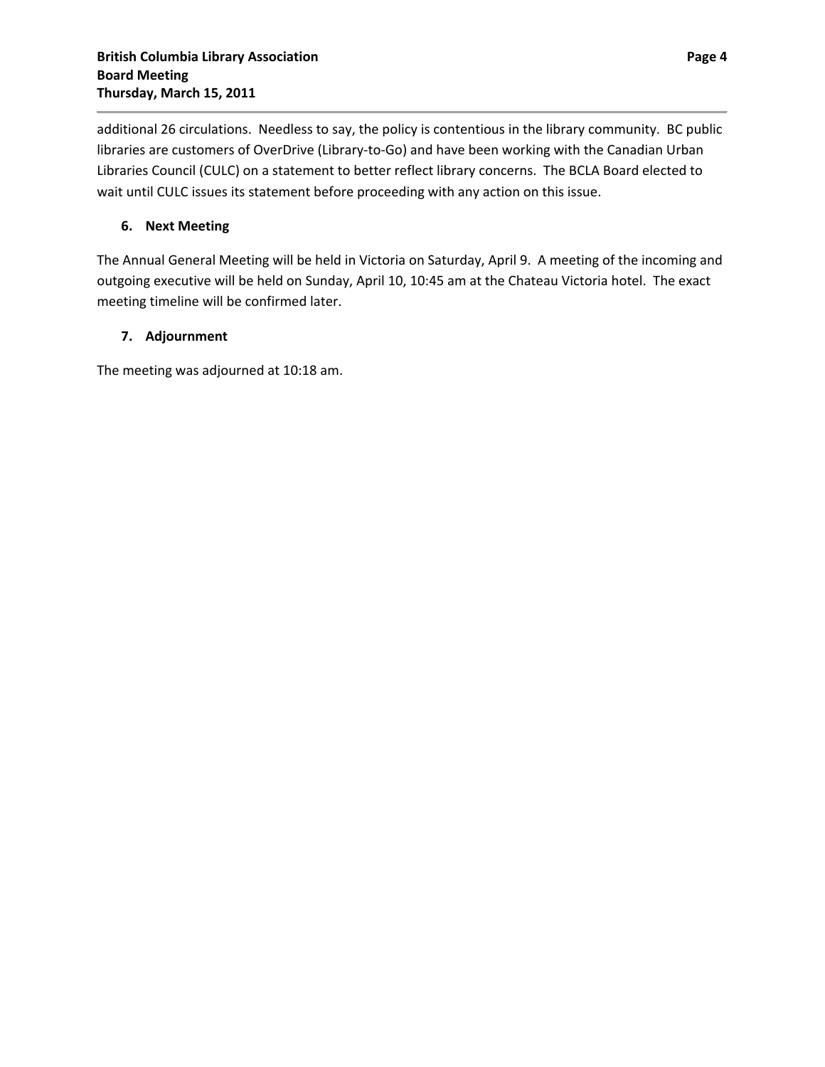additional 26 circulations. Needless to say, the policy is contentious in the library community. BC public libraries are customers of OverDrive (Library-to-Go) and have been working with the Canadian Urban Libraries Council (CULC) on a statement to better reflect library concerns. The BCLA Board elected to wait until CULC issues its statement before proceeding with any action on this issue.

### 6. Next Meeting

The Annual General Meeting will be held in Victoria on Saturday, April 9. A meeting of the incoming and outgoing executive will be held on Sunday, April 10, 10:45 am at the Chateau Victoria hotel. The exact meeting timeline will be confirmed later.

### 7. Adjournment

The meeting was adjourned at 10:18 am.